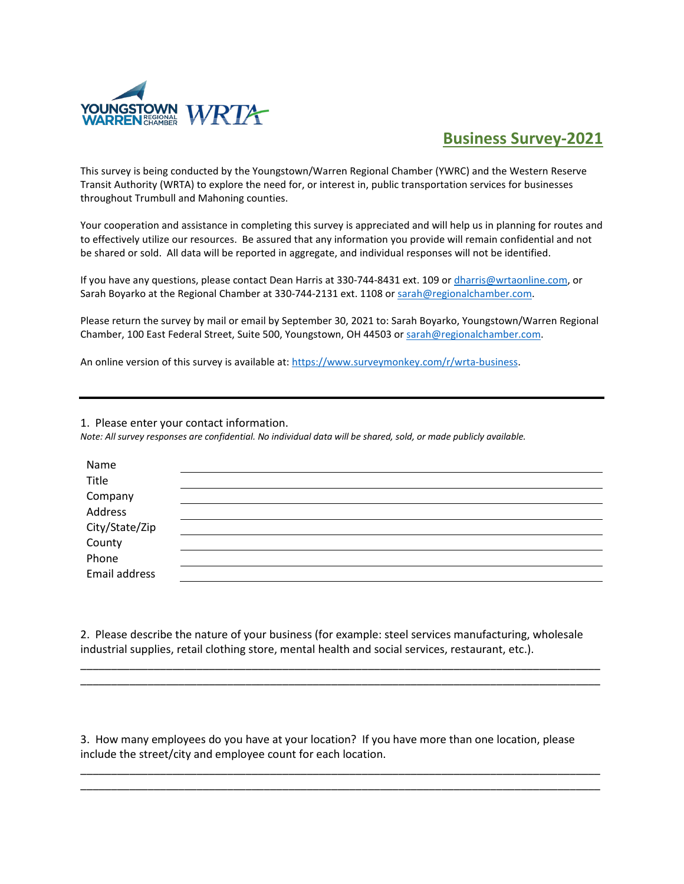# Business Survey-2021

This survey is being conducted by the Youngstown/Warren Regional Chamber (YWRC) and the Western Reserve Transit Authority (WRTA) to explore the need for, or interest in, public transportation services for businesses throughout Trumbull and Mahoning counties.

Your cooperation and assistance in completing this survey is appreciated and will help us in planning for routes and to effectively utilize our resources. Be assured that any information you provide will remain confidential and not be shared or sold. All data will be reported in aggregate, and individual responses will not be identified.

If you have any questions, please contact Dean Harris at 330-744-8431 ext. 109 or dharris@wrtaonline.com, or Sarah Boyarko at the Regional Chamber at 330-744-2131 ext. 1108 or sarah@regionalchamber.com.

Please return the survey by mail or email by September 30, 2021 to: Sarah Boyarko, Youngstown/Warren Regional Chamber, 100 East Federal Street, Suite 500, Youngstown, OH 44503 or sarah@regionalchamber.com.

An online version of this survey is available at: https://www.surveymonkey.com/r/wrta-business.

---

1. Please enter your contact information.

*Note: All survey responses are confidential. No individual data will be shared, sold, or made publicly available.*

Name \_\_\_\_\_\_\_\_\_\_\_\_\_\_\_\_\_\_\_\_\_\_\_\_\_\_\_\_\_\_\_\_\_\_\_\_\_\_\_\_

Title \_\_\_\_\_\_\_\_\_\_\_\_\_\_\_\_\_\_\_\_\_\_\_\_\_\_\_\_\_\_\_\_\_\_\_\_\_\_\_\_

Company \_\_\_\_\_\_\_\_\_\_\_\_\_\_\_\_\_\_\_\_\_\_\_\_\_\_\_\_\_\_\_\_\_\_\_\_\_\_\_\_

Address \_\_\_\_\_\_\_\_\_\_\_\_\_\_\_\_\_\_\_\_\_\_\_\_\_\_\_\_\_\_\_\_\_\_\_\_\_\_\_\_

City/State/Zip \_\_\_\_\_\_\_\_\_\_\_\_\_\_\_\_\_\_\_\_\_\_\_\_\_\_\_\_\_\_\_\_\_\_\_\_\_\_\_\_

County \_\_\_\_\_\_\_\_\_\_\_\_\_\_\_\_\_\_\_\_\_\_\_\_\_\_\_\_\_\_\_\_\_\_\_\_\_\_\_\_

Phone \_\_\_\_\_\_\_\_\_\_\_\_\_\_\_\_\_\_\_\_\_\_\_\_\_\_\_\_\_\_\_\_\_\_\_\_\_\_\_\_

Email address \_\_\_\_\_\_\_\_\_\_\_\_\_\_\_\_\_\_\_\_\_\_\_\_\_\_\_\_\_\_\_\_\_\_\_\_\_\_\_\_

2. Please describe the nature of your business (for example: steel services manufacturing, wholesale industrial supplies, retail clothing store, mental health and social services, restaurant, etc.).

\_\_\_\_\_\_\_\_\_\_\_\_\_\_\_\_\_\_\_\_\_\_\_\_\_\_\_\_\_\_\_\_\_\_\_\_\_\_\_\_\_\_\_\_\_\_\_\_\_\_\_\_\_\_\_\_\_\_\_\_\_\_\_\_\_\_\_\_\_\_\_\_\_\_\_\_\_\_

\_\_\_\_\_\_\_\_\_\_\_\_\_\_\_\_\_\_\_\_\_\_\_\_\_\_\_\_\_\_\_\_\_\_\_\_\_\_\_\_\_\_\_\_\_\_\_\_\_\_\_\_\_\_\_\_\_\_\_\_\_\_\_\_\_\_\_\_\_\_\_\_\_\_\_\_\_\_

3. How many employees do you have at your location? If you have more than one location, please include the street/city and employee count for each location.

\_\_\_\_\_\_\_\_\_\_\_\_\_\_\_\_\_\_\_\_\_\_\_\_\_\_\_\_\_\_\_\_\_\_\_\_\_\_\_\_\_\_\_\_\_\_\_\_\_\_\_\_\_\_\_\_\_\_\_\_\_\_\_\_\_\_\_\_\_\_\_\_\_\_\_\_\_\_

\_\_\_\_\_\_\_\_\_\_\_\_\_\_\_\_\_\_\_\_\_\_\_\_\_\_\_\_\_\_\_\_\_\_\_\_\_\_\_\_\_\_\_\_\_\_\_\_\_\_\_\_\_\_\_\_\_\_\_\_\_\_\_\_\_\_\_\_\_\_\_\_\_\_\_\_\_\_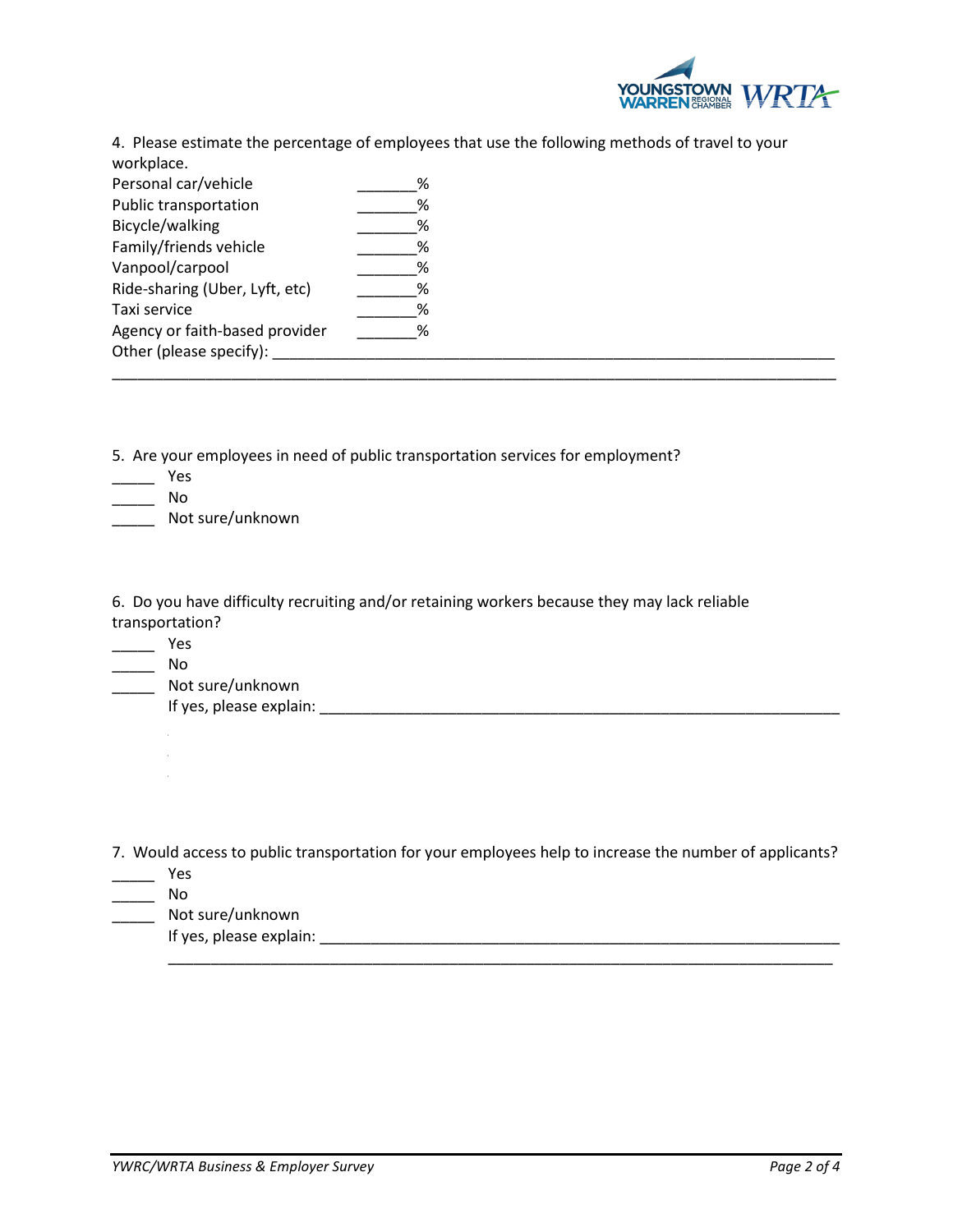4. Please estimate the percentage of employees that use the following methods of travel to your workplace.

Personal car/vehicle _______%
Public transportation _______%
Bicycle/walking _______%
Family/friends vehicle _______%
Vanpool/carpool _______%
Ride-sharing (Uber, Lyft, etc) _______%
Taxi service _______%
Agency or faith-based provider _______%
Other (please specify): ____________________________________________________________________
________________________________________________________________________________

5. Are your employees in need of public transportation services for employment?

_____ Yes
_____ No
_____ Not sure/unknown

6. Do you have difficulty recruiting and/or retaining workers because they may lack reliable transportation?

_____ Yes
_____ No
_____ Not sure/unknown
If yes, please explain: _______________________________________________________________

7. Would access to public transportation for your employees help to increase the number of applicants?

_____ Yes
_____ No
_____ Not sure/unknown
If yes, please explain: _______________________________________________________________
_________________________________________________________________________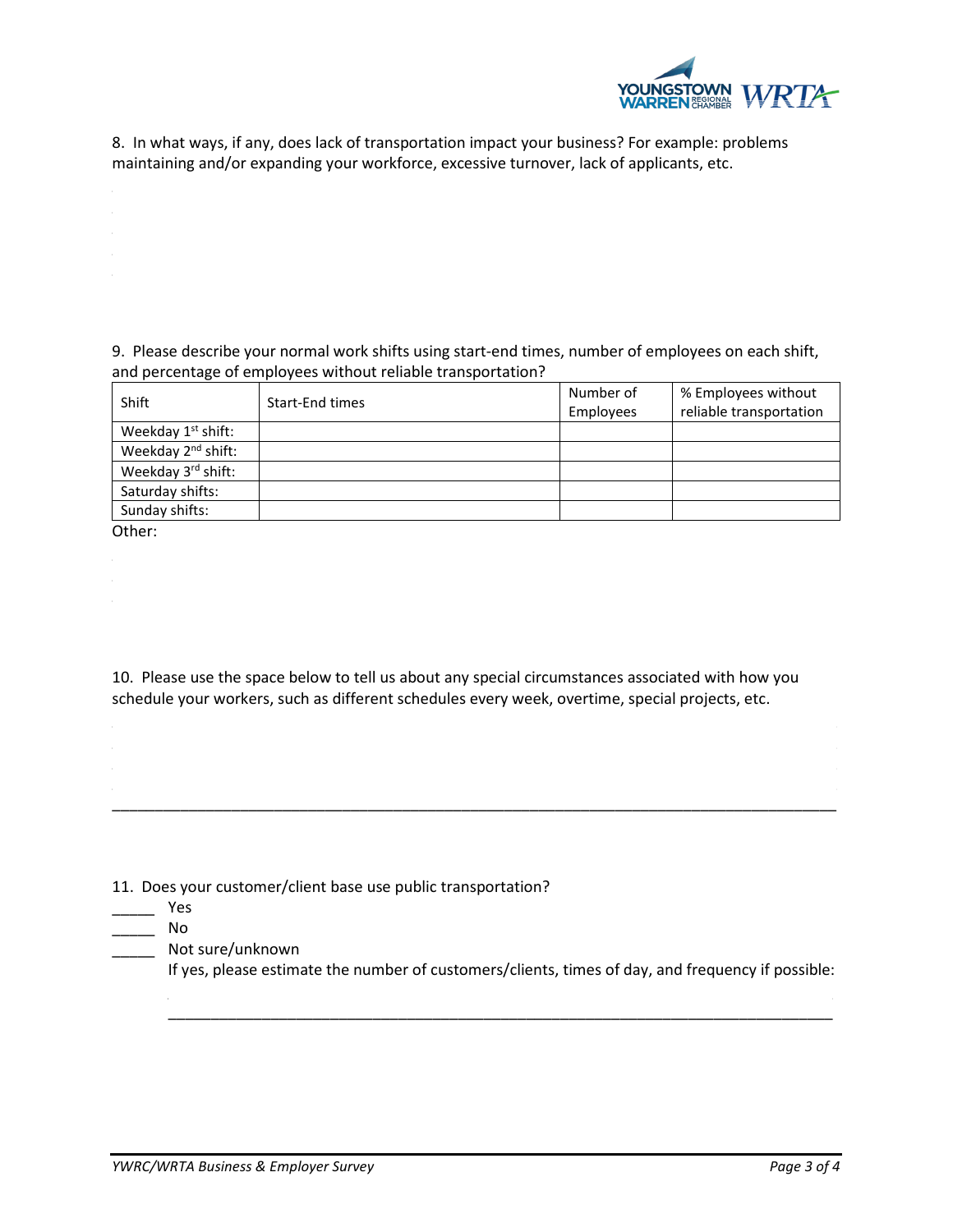8. In what ways, if any, does lack of transportation impact your business? For example: problems maintaining and/or expanding your workforce, excessive turnover, lack of applicants, etc.

9. Please describe your normal work shifts using start-end times, number of employees on each shift, and percentage of employees without reliable transportation?

| Shift | Start-End times | Number of Employees | % Employees without reliable transportation |
|---|---|---|---|
| Weekday 1st shift: | | | |
| Weekday 2nd shift: | | | |
| Weekday 3rd shift: | | | |
| Saturday shifts: | | | |
| Sunday shifts: | | | |

Other:

10. Please use the space below to tell us about any special circumstances associated with how you schedule your workers, such as different schedules every week, overtime, special projects, etc.

_______________________________________________________________________________

11. Does your customer/client base use public transportation?

_____ Yes

_____ No

_____ Not sure/unknown

If yes, please estimate the number of customers/clients, times of day, and frequency if possible:

_______________________________________________________________________________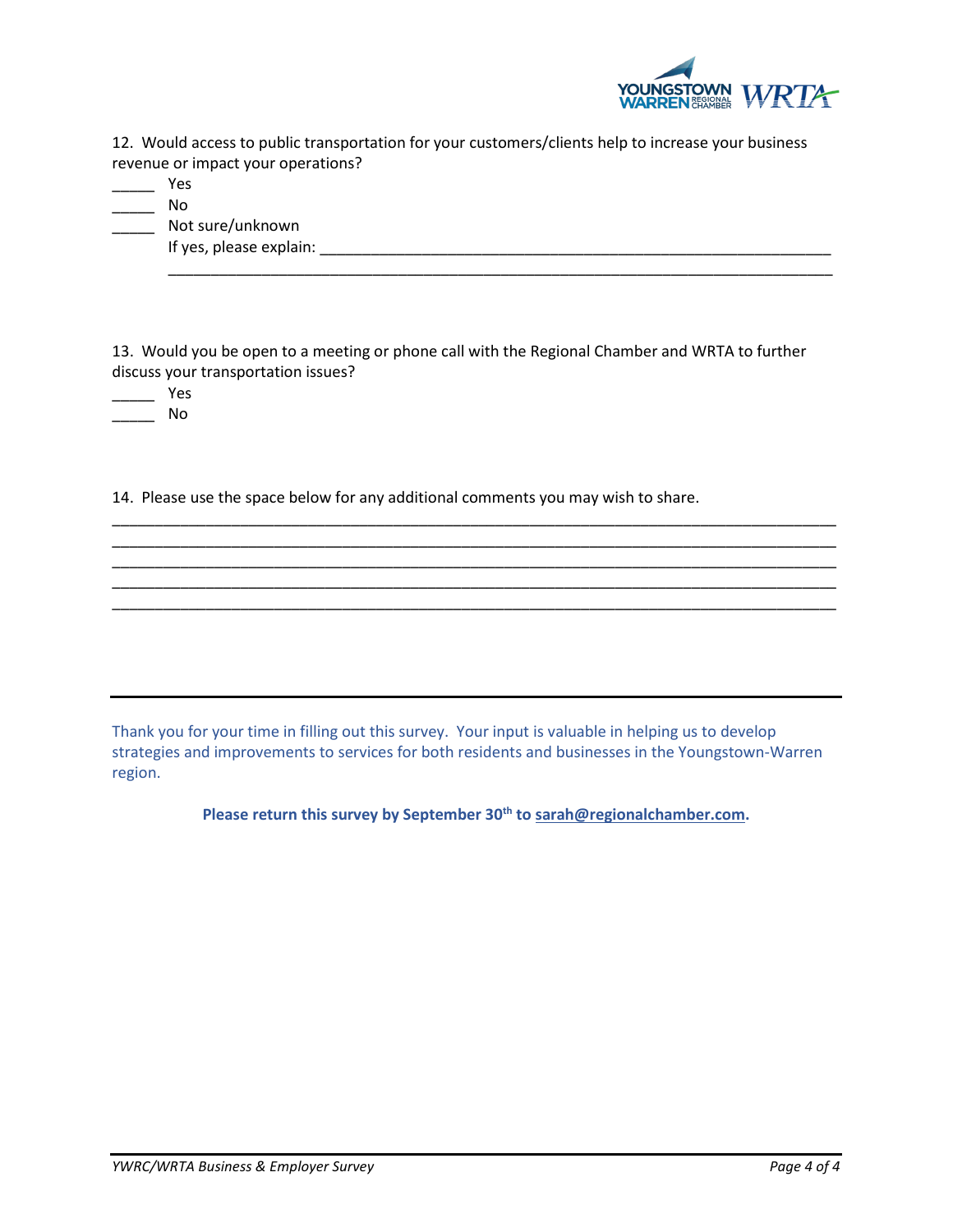12. Would access to public transportation for your customers/clients help to increase your business revenue or impact your operations?

_____ Yes

_____ No

_____ Not sure/unknown

If yes, please explain: ________________________________________________________________

_______________________________________________________________________________

13. Would you be open to a meeting or phone call with the Regional Chamber and WRTA to further discuss your transportation issues?

_____ Yes

_____ No

14. Please use the space below for any additional comments you may wish to share.

_______________________________________________________________________________

_______________________________________________________________________________

_______________________________________________________________________________

_______________________________________________________________________________

_______________________________________________________________________________

---

Thank you for your time in filling out this survey. Your input is valuable in helping us to develop strategies and improvements to services for both residents and businesses in the Youngstown-Warren region.

**Please return this survey by September 30th to sarah@regionalchamber.com.**